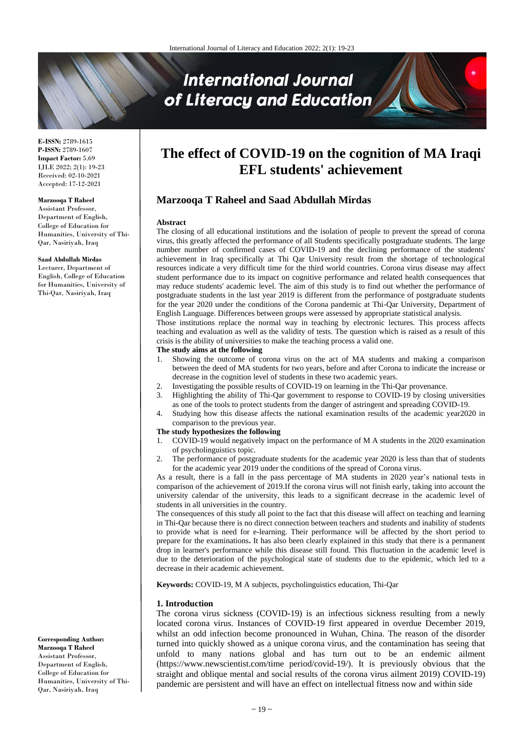**E-ISSN:** 2789-1615
**P-ISSN:** 2789-1607
**Impact Factor:** 5.69
IJLE 2022; 2(1): 19-23
Received: 02-10-2021
Accepted: 17-12-2021

**Marzooqa T Raheel**
Assistant Professor, Department of English, College of Education for Humanities, University of Thi-Qar, Nasiriyah, Iraq

**Saad Abdullah Mirdas**
Lecturer, Department of English, College of Education for Humanities, University of Thi-Qar, Nasiriyah, Iraq

**Corresponding Author:**
**Marzooqa T Raheel**
Assistant Professor, Department of English, College of Education for Humanities, University of Thi-Qar, Nasiriyah, Iraq

# The effect of COVID-19 on the cognition of MA Iraqi EFL students' achievement

## Marzooqa T Raheel and Saad Abdullah Mirdas

**Abstract**

The closing of all educational institutions and the isolation of people to prevent the spread of corona virus, this greatly affected the performance of all Students specifically postgraduate students. The large number number of confirmed cases of COVID-19 and the declining performance of the students' achievement in Iraq specifically at Thi Qar University result from the shortage of technological resources indicate a very difficult time for the third world countries. Corona virus disease may affect student performance due to its impact on cognitive performance and related health consequences that may reduce students' academic level. The aim of this study is to find out whether the performance of postgraduate students in the last year 2019 is different from the performance of postgraduate students for the year 2020 under the conditions of the Corona pandemic at Thi-Qar University, Department of English Language. Differences between groups were assessed by appropriate statistical analysis.

Those institutions replace the normal way in teaching by electronic lectures. This process affects teaching and evaluation as well as the validity of tests. The question which is raised as a result of this crisis is the ability of universities to make the teaching process a valid one.

**The study aims at the following**

1. Showing the outcome of corona virus on the act of MA students and making a comparison between the deed of MA students for two years, before and after Corona to indicate the increase or decrease in the cognition level of students in these two academic years.
2. Investigating the possible results of COVID-19 on learning in the Thi-Qar provenance.
3. Highlighting the ability of Thi-Qar government to response to COVID-19 by closing universities as one of the tools to protect students from the danger of astringent and spreading COVID-19.
4. Studying how this disease affects the national examination results of the academic year2020 in comparison to the previous year.

**The study hypothesizes the following**

1. COVID-19 would negatively impact on the performance of M A students in the 2020 examination of psycholinguistics topic.
2. The performance of postgraduate students for the academic year 2020 is less than that of students for the academic year 2019 under the conditions of the spread of Corona virus.

As a result, there is a fall in the pass percentage of MA students in 2020 year's national tests in comparison of the achievement of 2019.If the corona virus will not finish early, taking into account the university calendar of the university, this leads to a significant decrease in the academic level of students in all universities in the country.

The consequences of this study all point to the fact that this disease will affect on teaching and learning in Thi-Qar because there is no direct connection between teachers and students and inability of students to provide what is need for e-learning. Their performance will be affected by the short period to prepare for the examinations**.** It has also been clearly explained in this study that there is a permanent drop in learner's performance while this disease still found. This fluctuation in the academic level is due to the deterioration of the psychological state of students due to the epidemic, which led to a decrease in their academic achievement.

**Keywords:** COVID-19, M A subjects, psycholinguistics education, Thi-Qar

### 1. Introduction

The corona virus sickness (COVID-19) is an infectious sickness resulting from a newly located corona virus. Instances of COVID-19 first appeared in overdue December 2019, whilst an odd infection become pronounced in Wuhan, China. The reason of the disorder turned into quickly showed as a unique corona virus, and the contamination has seeing that unfold to many nations global and has turn out to be an endemic ailment (https://www.newscientist.com/time period/covid-19/). It is previously obvious that the straight and oblique mental and social results of the corona virus ailment 2019) COVID-19) pandemic are persistent and will have an effect on intellectual fitness now and within side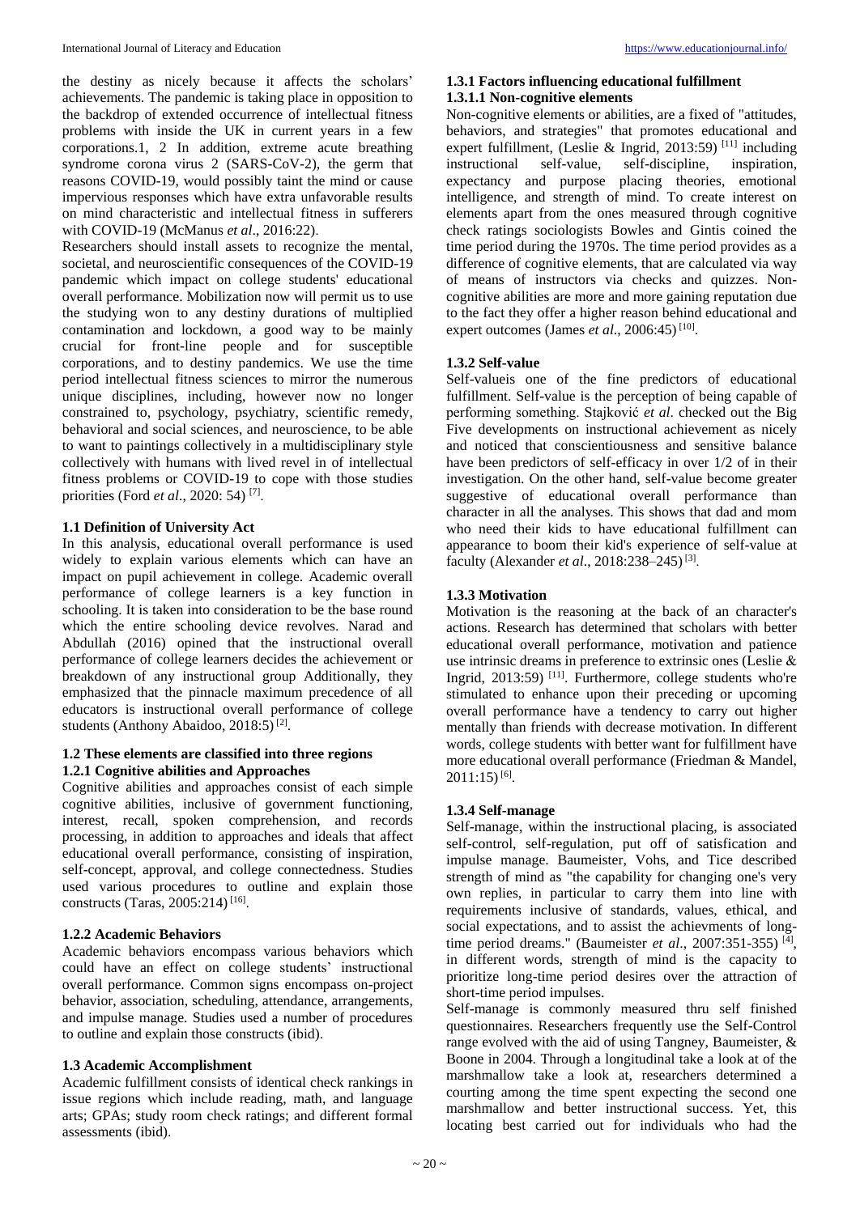the destiny as nicely because it affects the scholars' achievements. The pandemic is taking place in opposition to the backdrop of extended occurrence of intellectual fitness problems with inside the UK in current years in a few corporations.1, 2 In addition, extreme acute breathing syndrome corona virus 2 (SARS-CoV-2), the germ that reasons COVID-19, would possibly taint the mind or cause impervious responses which have extra unfavorable results on mind characteristic and intellectual fitness in sufferers with COVID-19 (McManus *et al*., 2016:22).

Researchers should install assets to recognize the mental, societal, and neuroscientific consequences of the COVID-19 pandemic which impact on college students' educational overall performance. Mobilization now will permit us to use the studying won to any destiny durations of multiplied contamination and lockdown, a good way to be mainly crucial for front-line people and for susceptible corporations, and to destiny pandemics. We use the time period intellectual fitness sciences to mirror the numerous unique disciplines, including, however now no longer constrained to, psychology, psychiatry, scientific remedy, behavioral and social sciences, and neuroscience, to be able to want to paintings collectively in a multidisciplinary style collectively with humans with lived revel in of intellectual fitness problems or COVID-19 to cope with those studies priorities (Ford *et al*., 2020: 54) [7].

### 1.1 Definition of University Act

In this analysis, educational overall performance is used widely to explain various elements which can have an impact on pupil achievement in college. Academic overall performance of college learners is a key function in schooling. It is taken into consideration to be the base round which the entire schooling device revolves. Narad and Abdullah (2016) opined that the instructional overall performance of college learners decides the achievement or breakdown of any instructional group Additionally, they emphasized that the pinnacle maximum precedence of all educators is instructional overall performance of college students (Anthony Abaidoo, 2018:5) [2].

### 1.2 These elements are classified into three regions

#### 1.2.1 Cognitive abilities and Approaches

Cognitive abilities and approaches consist of each simple cognitive abilities, inclusive of government functioning, interest, recall, spoken comprehension, and records processing, in addition to approaches and ideals that affect educational overall performance, consisting of inspiration, self-concept, approval, and college connectedness. Studies used various procedures to outline and explain those constructs (Taras, 2005:214) [16].

#### 1.2.2 Academic Behaviors

Academic behaviors encompass various behaviors which could have an effect on college students' instructional overall performance. Common signs encompass on-project behavior, association, scheduling, attendance, arrangements, and impulse manage. Studies used a number of procedures to outline and explain those constructs (ibid).

### 1.3 Academic Accomplishment

Academic fulfillment consists of identical check rankings in issue regions which include reading, math, and language arts; GPAs; study room check ratings; and different formal assessments (ibid).

#### 1.3.1 Factors influencing educational fulfillment

##### 1.3.1.1 Non-cognitive elements

Non-cognitive elements or abilities, are a fixed of "attitudes, behaviors, and strategies" that promotes educational and expert fulfillment, (Leslie & Ingrid, 2013:59) [11] including instructional self-value, self-discipline, inspiration, expectancy and purpose placing theories, emotional intelligence, and strength of mind. To create interest on elements apart from the ones measured through cognitive check ratings sociologists Bowles and Gintis coined the time period during the 1970s. The time period provides as a difference of cognitive elements, that are calculated via way of means of instructors via checks and quizzes. Non-cognitive abilities are more and more gaining reputation due to the fact they offer a higher reason behind educational and expert outcomes (James *et al*., 2006:45) [10].

#### 1.3.2 Self-value

Self-valueis one of the fine predictors of educational fulfillment. Self-value is the perception of being capable of performing something. Stajković *et al*. checked out the Big Five developments on instructional achievement as nicely and noticed that conscientiousness and sensitive balance have been predictors of self-efficacy in over 1/2 of in their investigation. On the other hand, self-value become greater suggestive of educational overall performance than character in all the analyses. This shows that dad and mom who need their kids to have educational fulfillment can appearance to boom their kid's experience of self-value at faculty (Alexander *et al*., 2018:238–245) [3].

#### 1.3.3 Motivation

Motivation is the reasoning at the back of an character's actions. Research has determined that scholars with better educational overall performance, motivation and patience use intrinsic dreams in preference to extrinsic ones (Leslie & Ingrid, 2013:59) [11]. Furthermore, college students who're stimulated to enhance upon their preceding or upcoming overall performance have a tendency to carry out higher mentally than friends with decrease motivation. In different words, college students with better want for fulfillment have more educational overall performance (Friedman & Mandel, 2011:15) [6].

#### 1.3.4 Self-manage

Self-manage, within the instructional placing, is associated self-control, self-regulation, put off of satisfaction and impulse manage. Baumeister, Vohs, and Tice described strength of mind as "the capability for changing one's very own replies, in particular to carry them into line with requirements inclusive of standards, values, ethical, and social expectations, and to assist the achievments of long-time period dreams." (Baumeister *et al*., 2007:351-355) [4], in different words, strength of mind is the capacity to prioritize long-time period desires over the attraction of short-time period impulses.

Self-manage is commonly measured thru self finished questionnaires. Researchers frequently use the Self-Control range evolved with the aid of using Tangney, Baumeister, & Boone in 2004. Through a longitudinal take a look at of the marshmallow take a look at, researchers determined a courting among the time spent expecting the second one marshmallow and better instructional success. Yet, this locating best carried out for individuals who had the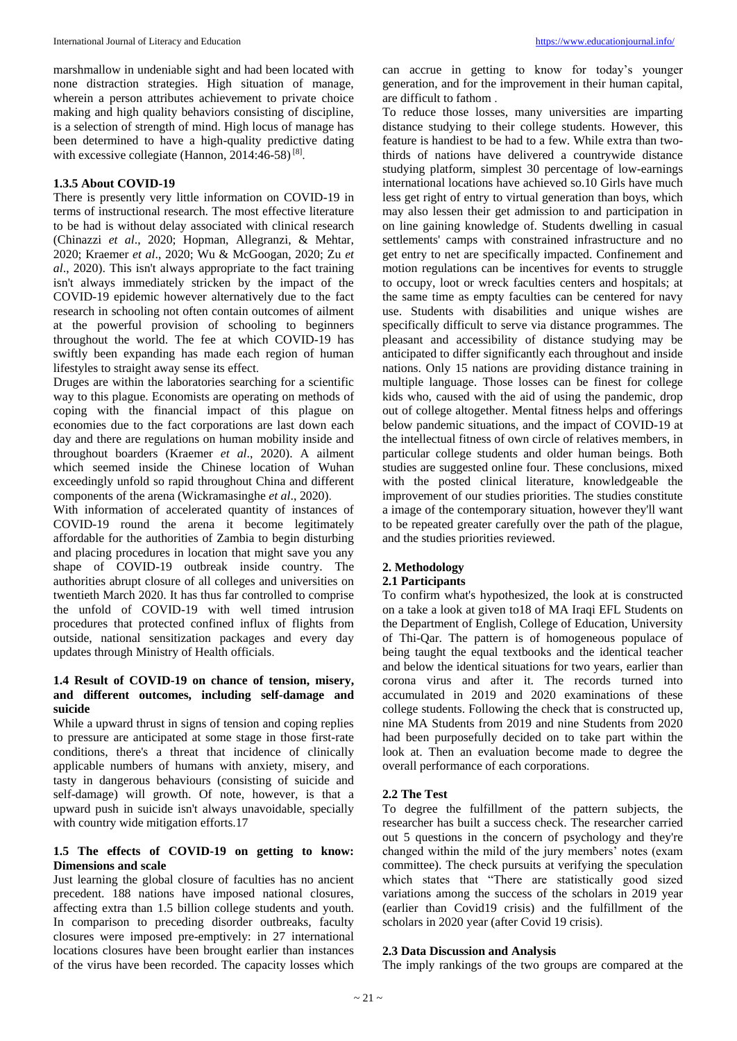marshmallow in undeniable sight and had been located with none distraction strategies. High situation of manage, wherein a person attributes achievement to private choice making and high quality behaviors consisting of discipline, is a selection of strength of mind. High locus of manage has been determined to have a high-quality predictive dating with excessive collegiate (Hannon, 2014:46-58) [8].

### 1.3.5 About COVID-19

There is presently very little information on COVID-19 in terms of instructional research. The most effective literature to be had is without delay associated with clinical research (Chinazzi *et al*., 2020; Hopman, Allegranzi, & Mehtar, 2020; Kraemer *et al*., 2020; Wu & McGoogan, 2020; Zu *et al*., 2020). This isn't always appropriate to the fact training isn't always immediately stricken by the impact of the COVID-19 epidemic however alternatively due to the fact research in schooling not often contain outcomes of ailment at the powerful provision of schooling to beginners throughout the world. The fee at which COVID-19 has swiftly been expanding has made each region of human lifestyles to straight away sense its effect.

Druges are within the laboratories searching for a scientific way to this plague. Economists are operating on methods of coping with the financial impact of this plague on economies due to the fact corporations are last down each day and there are regulations on human mobility inside and throughout boarders (Kraemer *et al*., 2020). A ailment which seemed inside the Chinese location of Wuhan exceedingly unfold so rapid throughout China and different components of the arena (Wickramasinghe *et al*., 2020).

With information of accelerated quantity of instances of COVID-19 round the arena it become legitimately affordable for the authorities of Zambia to begin disturbing and placing procedures in location that might save you any shape of COVID-19 outbreak inside country. The authorities abrupt closure of all colleges and universities on twentieth March 2020. It has thus far controlled to comprise the unfold of COVID-19 with well timed intrusion procedures that protected confined influx of flights from outside, national sensitization packages and every day updates through Ministry of Health officials.

### 1.4 Result of COVID-19 on chance of tension, misery, and different outcomes, including self-damage and suicide

While a upward thrust in signs of tension and coping replies to pressure are anticipated at some stage in those first-rate conditions, there's a threat that incidence of clinically applicable numbers of humans with anxiety, misery, and tasty in dangerous behaviours (consisting of suicide and self-damage) will growth. Of note, however, is that a upward push in suicide isn't always unavoidable, specially with country wide mitigation efforts.17

### 1.5 The effects of COVID-19 on getting to know: Dimensions and scale

Just learning the global closure of faculties has no ancient precedent. 188 nations have imposed national closures, affecting extra than 1.5 billion college students and youth. In comparison to preceding disorder outbreaks, faculty closures were imposed pre-emptively: in 27 international locations closures have been brought earlier than instances of the virus have been recorded. The capacity losses which can accrue in getting to know for today's younger generation, and for the improvement in their human capital, are difficult to fathom .

To reduce those losses, many universities are imparting distance studying to their college students. However, this feature is handiest to be had to a few. While extra than two-thirds of nations have delivered a countrywide distance studying platform, simplest 30 percentage of low-earnings international locations have achieved so.10 Girls have much less get right of entry to virtual generation than boys, which may also lessen their get admission to and participation in on line gaining knowledge of. Students dwelling in casual settlements' camps with constrained infrastructure and no get entry to net are specifically impacted. Confinement and motion regulations can be incentives for events to struggle to occupy, loot or wreck faculties centers and hospitals; at the same time as empty faculties can be centered for navy use. Students with disabilities and unique wishes are specifically difficult to serve via distance programmes. The pleasant and accessibility of distance studying may be anticipated to differ significantly each throughout and inside nations. Only 15 nations are providing distance training in multiple language. Those losses can be finest for college kids who, caused with the aid of using the pandemic, drop out of college altogether. Mental fitness helps and offerings below pandemic situations, and the impact of COVID-19 at the intellectual fitness of own circle of relatives members, in particular college students and older human beings. Both studies are suggested online four. These conclusions, mixed with the posted clinical literature, knowledgeable the improvement of our studies priorities. The studies constitute a image of the contemporary situation, however they'll want to be repeated greater carefully over the path of the plague, and the studies priorities reviewed.

## 2. Methodology

### 2.1 Participants

To confirm what's hypothesized, the look at is constructed on a take a look at given to18 of MA Iraqi EFL Students on the Department of English, College of Education, University of Thi-Qar. The pattern is of homogeneous populace of being taught the equal textbooks and the identical teacher and below the identical situations for two years, earlier than corona virus and after it. The records turned into accumulated in 2019 and 2020 examinations of these college students. Following the check that is constructed up, nine MA Students from 2019 and nine Students from 2020 had been purposefully decided on to take part within the look at. Then an evaluation become made to degree the overall performance of each corporations.

### 2.2 The Test

To degree the fulfillment of the pattern subjects, the researcher has built a success check. The researcher carried out 5 questions in the concern of psychology and they're changed within the mild of the jury members' notes (exam committee). The check pursuits at verifying the speculation which states that "There are statistically good sized variations among the success of the scholars in 2019 year (earlier than Covid19 crisis) and the fulfillment of the scholars in 2020 year (after Covid 19 crisis).

### 2.3 Data Discussion and Analysis

The imply rankings of the two groups are compared at the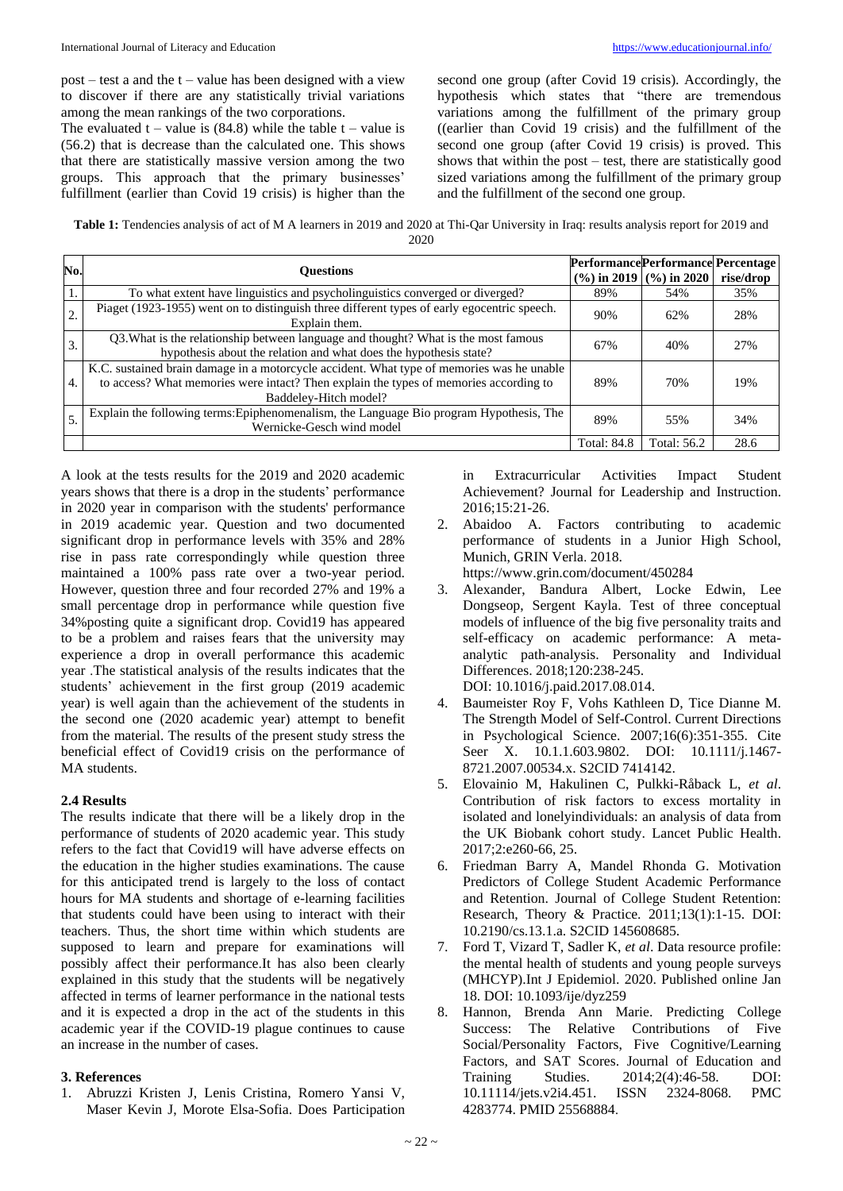post – test a and the t – value has been designed with a view to discover if there are any statistically trivial variations among the mean rankings of the two corporations.

The evaluated t – value is (84.8) while the table t – value is (56.2) that is decrease than the calculated one. This shows that there are statistically massive version among the two groups. This approach that the primary businesses' fulfillment (earlier than Covid 19 crisis) is higher than the second one group (after Covid 19 crisis). Accordingly, the hypothesis which states that "there are tremendous variations among the fulfillment of the primary group ((earlier than Covid 19 crisis) and the fulfillment of the second one group (after Covid 19 crisis) is proved. This shows that within the post – test, there are statistically good sized variations among the fulfillment of the primary group and the fulfillment of the second one group.

**Table 1:** Tendencies analysis of act of M A learners in 2019 and 2020 at Thi-Qar University in Iraq: results analysis report for 2019 and 2020

| No. | Questions | Performance (%) in 2019 | Performance (%) in 2020 | Percentage rise/drop |
|---|---|---|---|---|
| 1. | To what extent have linguistics and psycholinguistics converged or diverged? | 89% | 54% | 35% |
| 2. | Piaget (1923-1955) went on to distinguish three different types of early egocentric speech. Explain them. | 90% | 62% | 28% |
| 3. | Q3.What is the relationship between language and thought? What is the most famous hypothesis about the relation and what does the hypothesis state? | 67% | 40% | 27% |
| 4. | K.C. sustained brain damage in a motorcycle accident. What type of memories was he unable to access? What memories were intact? Then explain the types of memories according to Baddeley-Hitch model? | 89% | 70% | 19% |
| 5. | Explain the following terms:Epiphenomenalism, the Language Bio program Hypothesis, The Wernicke-Gesch wind model | 89% | 55% | 34% |
| | | Total: 84.8 | Total: 56.2 | 28.6 |

A look at the tests results for the 2019 and 2020 academic years shows that there is a drop in the students' performance in 2020 year in comparison with the students' performance in 2019 academic year. Question and two documented significant drop in performance levels with 35% and 28% rise in pass rate correspondingly while question three maintained a 100% pass rate over a two-year period. However, question three and four recorded 27% and 19% a small percentage drop in performance while question five 34%posting quite a significant drop. Covid19 has appeared to be a problem and raises fears that the university may experience a drop in overall performance this academic year .The statistical analysis of the results indicates that the students' achievement in the first group (2019 academic year) is well again than the achievement of the students in the second one (2020 academic year) attempt to benefit from the material. The results of the present study stress the beneficial effect of Covid19 crisis on the performance of MA students.

### 2.4 Results

The results indicate that there will be a likely drop in the performance of students of 2020 academic year. This study refers to the fact that Covid19 will have adverse effects on the education in the higher studies examinations. The cause for this anticipated trend is largely to the loss of contact hours for MA students and shortage of e-learning facilities that students could have been using to interact with their teachers. Thus, the short time within which students are supposed to learn and prepare for examinations will possibly affect their performance.It has also been clearly explained in this study that the students will be negatively affected in terms of learner performance in the national tests and it is expected a drop in the act of the students in this academic year if the COVID-19 plague continues to cause an increase in the number of cases.

## 3. References

1. Abruzzi Kristen J, Lenis Cristina, Romero Yansi V, Maser Kevin J, Morote Elsa-Sofia. Does Participation in Extracurricular Activities Impact Student Achievement? Journal for Leadership and Instruction. 2016;15:21-26.
2. Abaidoo A. Factors contributing to academic performance of students in a Junior High School, Munich, GRIN Verla. 2018. https://www.grin.com/document/450284
3. Alexander, Bandura Albert, Locke Edwin, Lee Dongseop, Sergent Kayla. Test of three conceptual models of influence of the big five personality traits and self-efficacy on academic performance: A meta-analytic path-analysis. Personality and Individual Differences. 2018;120:238-245. DOI: 10.1016/j.paid.2017.08.014.
4. Baumeister Roy F, Vohs Kathleen D, Tice Dianne M. The Strength Model of Self-Control. Current Directions in Psychological Science. 2007;16(6):351-355. Cite Seer X. 10.1.1.603.9802. DOI: 10.1111/j.1467-8721.2007.00534.x. S2CID 7414142.
5. Elovainio M, Hakulinen C, Pulkki-Råback L, *et al*. Contribution of risk factors to excess mortality in isolated and lonelyindividuals: an analysis of data from the UK Biobank cohort study. Lancet Public Health. 2017;2:e260-66, 25.
6. Friedman Barry A, Mandel Rhonda G. Motivation Predictors of College Student Academic Performance and Retention. Journal of College Student Retention: Research, Theory & Practice. 2011;13(1):1-15. DOI: 10.2190/cs.13.1.a. S2CID 145608685.
7. Ford T, Vizard T, Sadler K, *et al*. Data resource profile: the mental health of students and young people surveys (MHCYP).Int J Epidemiol. 2020. Published online Jan 18. DOI: 10.1093/ije/dyz259
8. Hannon, Brenda Ann Marie. Predicting College Success: The Relative Contributions of Five Social/Personality Factors, Five Cognitive/Learning Factors, and SAT Scores. Journal of Education and Training Studies. 2014;2(4):46-58. DOI: 10.11114/jets.v2i4.451. ISSN 2324-8068. PMC 4283774. PMID 25568884.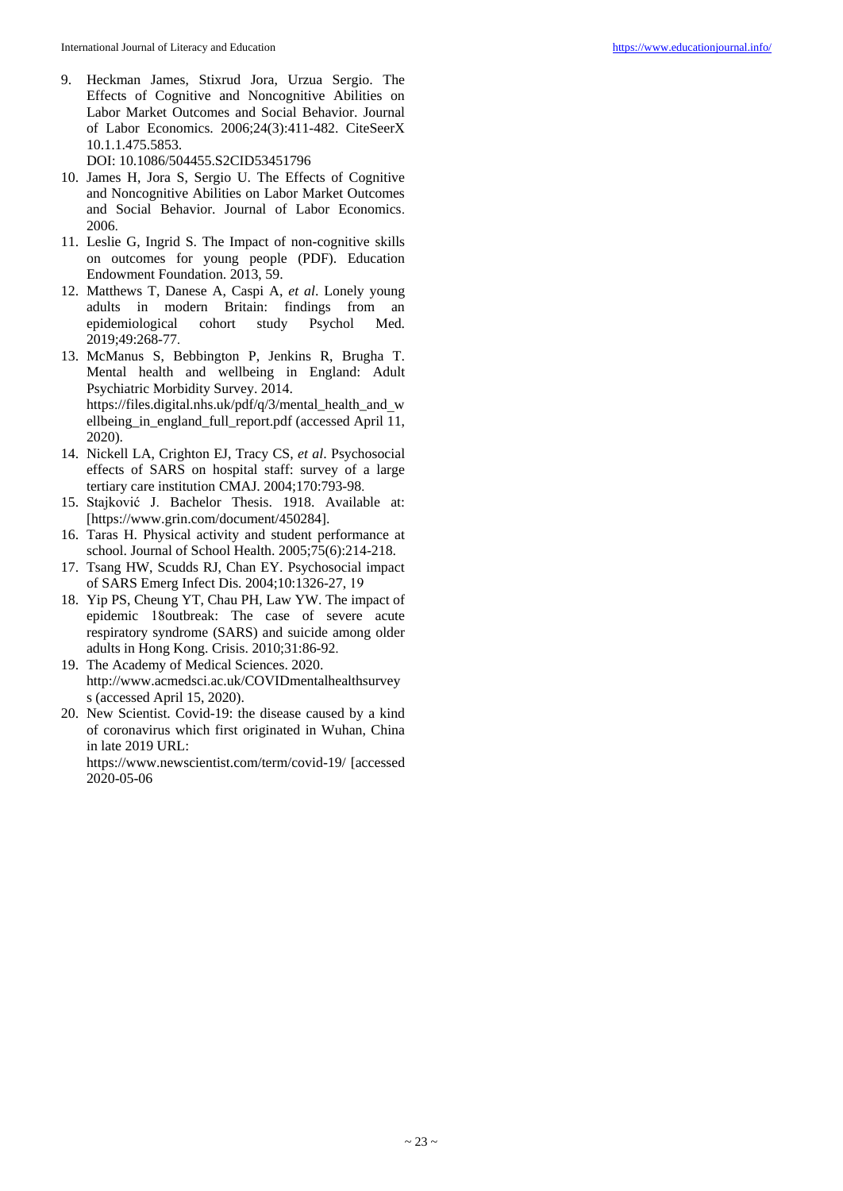9. Heckman James, Stixrud Jora, Urzua Sergio. The Effects of Cognitive and Noncognitive Abilities on Labor Market Outcomes and Social Behavior. Journal of Labor Economics. 2006;24(3):411-482. CiteSeerX 10.1.1.475.5853.
   DOI: 10.1086/504455.S2CID53451796
10. James H, Jora S, Sergio U. The Effects of Cognitive and Noncognitive Abilities on Labor Market Outcomes and Social Behavior. Journal of Labor Economics. 2006.
11. Leslie G, Ingrid S. The Impact of non-cognitive skills on outcomes for young people (PDF). Education Endowment Foundation. 2013, 59.
12. Matthews T, Danese A, Caspi A, *et al*. Lonely young adults in modern Britain: findings from an epidemiological cohort study Psychol Med. 2019;49:268-77.
13. McManus S, Bebbington P, Jenkins R, Brugha T. Mental health and wellbeing in England: Adult Psychiatric Morbidity Survey. 2014. https://files.digital.nhs.uk/pdf/q/3/mental_health_and_wellbeing_in_england_full_report.pdf (accessed April 11, 2020).
14. Nickell LA, Crighton EJ, Tracy CS, *et al*. Psychosocial effects of SARS on hospital staff: survey of a large tertiary care institution CMAJ. 2004;170:793-98.
15. Stajković J. Bachelor Thesis. 1918. Available at: [https://www.grin.com/document/450284].
16. Taras H. Physical activity and student performance at school. Journal of School Health. 2005;75(6):214-218.
17. Tsang HW, Scudds RJ, Chan EY. Psychosocial impact of SARS Emerg Infect Dis. 2004;10:1326-27, 19
18. Yip PS, Cheung YT, Chau PH, Law YW. The impact of epidemic 18outbreak: The case of severe acute respiratory syndrome (SARS) and suicide among older adults in Hong Kong. Crisis. 2010;31:86-92.
19. The Academy of Medical Sciences. 2020. http://www.acmedsci.ac.uk/COVIDmentalhealthsurveys (accessed April 15, 2020).
20. New Scientist. Covid-19: the disease caused by a kind of coronavirus which first originated in Wuhan, China in late 2019 URL: https://www.newscientist.com/term/covid-19/ [accessed 2020-05-06